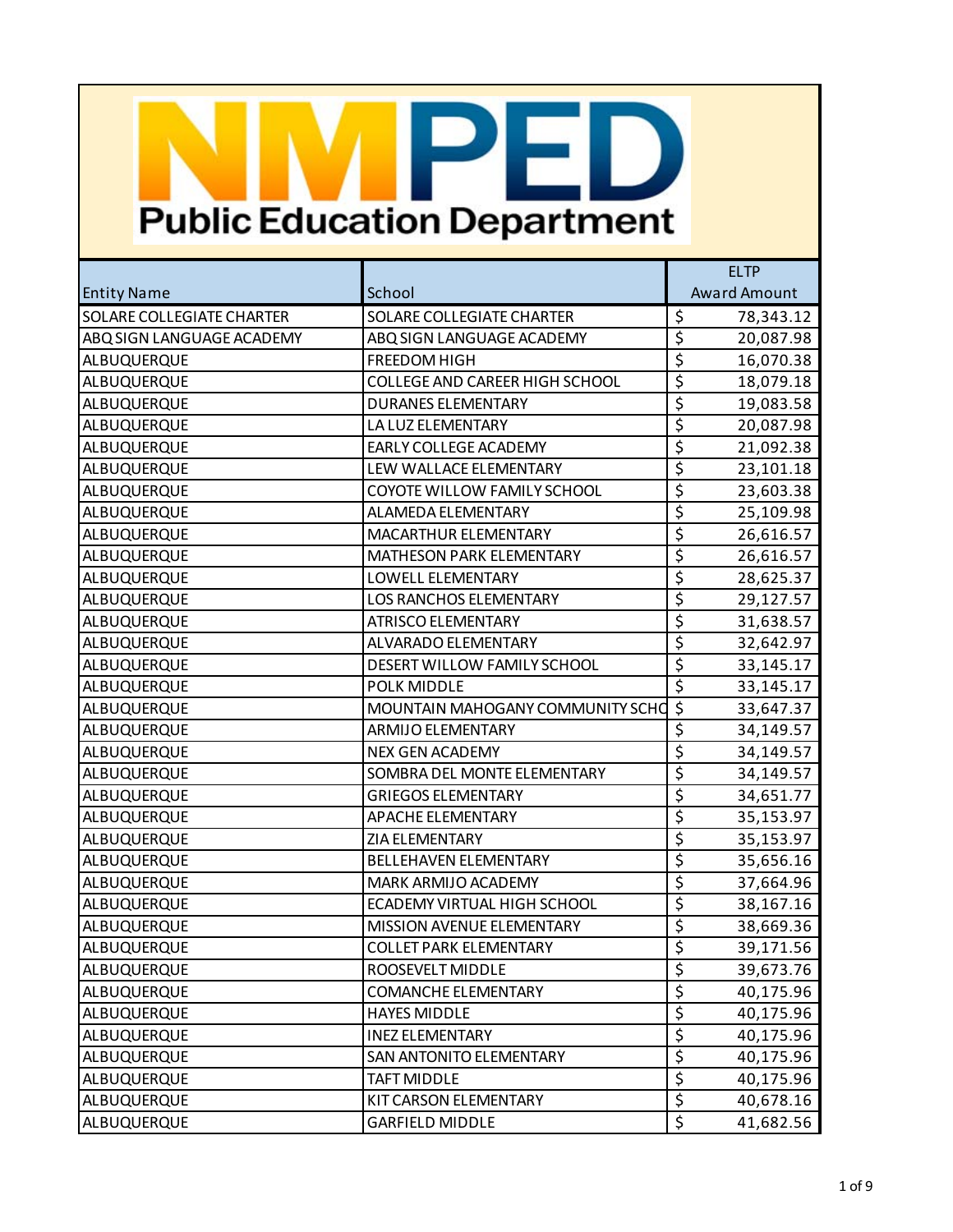# NMPED Public Education Department

| Entity Name | School | ELTP Award Amount |
|---|---|---|
| SOLARE COLLEGIATE CHARTER | SOLARE COLLEGIATE CHARTER | $ 78,343.12 |
| ABQ SIGN LANGUAGE ACADEMY | ABQ SIGN LANGUAGE ACADEMY | $ 20,087.98 |
| ALBUQUERQUE | FREEDOM HIGH | $ 16,070.38 |
| ALBUQUERQUE | COLLEGE AND CAREER HIGH SCHOOL | $ 18,079.18 |
| ALBUQUERQUE | DURANES ELEMENTARY | $ 19,083.58 |
| ALBUQUERQUE | LA LUZ ELEMENTARY | $ 20,087.98 |
| ALBUQUERQUE | EARLY COLLEGE ACADEMY | $ 21,092.38 |
| ALBUQUERQUE | LEW WALLACE ELEMENTARY | $ 23,101.18 |
| ALBUQUERQUE | COYOTE WILLOW FAMILY SCHOOL | $ 23,603.38 |
| ALBUQUERQUE | ALAMEDA ELEMENTARY | $ 25,109.98 |
| ALBUQUERQUE | MACARTHUR ELEMENTARY | $ 26,616.57 |
| ALBUQUERQUE | MATHESON PARK ELEMENTARY | $ 26,616.57 |
| ALBUQUERQUE | LOWELL ELEMENTARY | $ 28,625.37 |
| ALBUQUERQUE | LOS RANCHOS ELEMENTARY | $ 29,127.57 |
| ALBUQUERQUE | ATRISCO ELEMENTARY | $ 31,638.57 |
| ALBUQUERQUE | ALVARADO ELEMENTARY | $ 32,642.97 |
| ALBUQUERQUE | DESERT WILLOW FAMILY SCHOOL | $ 33,145.17 |
| ALBUQUERQUE | POLK MIDDLE | $ 33,145.17 |
| ALBUQUERQUE | MOUNTAIN MAHOGANY COMMUNITY SCHO | $ 33,647.37 |
| ALBUQUERQUE | ARMIJO ELEMENTARY | $ 34,149.57 |
| ALBUQUERQUE | NEX GEN ACADEMY | $ 34,149.57 |
| ALBUQUERQUE | SOMBRA DEL MONTE ELEMENTARY | $ 34,149.57 |
| ALBUQUERQUE | GRIEGOS ELEMENTARY | $ 34,651.77 |
| ALBUQUERQUE | APACHE ELEMENTARY | $ 35,153.97 |
| ALBUQUERQUE | ZIA ELEMENTARY | $ 35,153.97 |
| ALBUQUERQUE | BELLEHAVEN ELEMENTARY | $ 35,656.16 |
| ALBUQUERQUE | MARK ARMIJO ACADEMY | $ 37,664.96 |
| ALBUQUERQUE | ECADEMY VIRTUAL HIGH SCHOOL | $ 38,167.16 |
| ALBUQUERQUE | MISSION AVENUE ELEMENTARY | $ 38,669.36 |
| ALBUQUERQUE | COLLET PARK ELEMENTARY | $ 39,171.56 |
| ALBUQUERQUE | ROOSEVELT MIDDLE | $ 39,673.76 |
| ALBUQUERQUE | COMANCHE ELEMENTARY | $ 40,175.96 |
| ALBUQUERQUE | HAYES MIDDLE | $ 40,175.96 |
| ALBUQUERQUE | INEZ ELEMENTARY | $ 40,175.96 |
| ALBUQUERQUE | SAN ANTONITO ELEMENTARY | $ 40,175.96 |
| ALBUQUERQUE | TAFT MIDDLE | $ 40,175.96 |
| ALBUQUERQUE | KIT CARSON ELEMENTARY | $ 40,678.16 |
| ALBUQUERQUE | GARFIELD MIDDLE | $ 41,682.56 |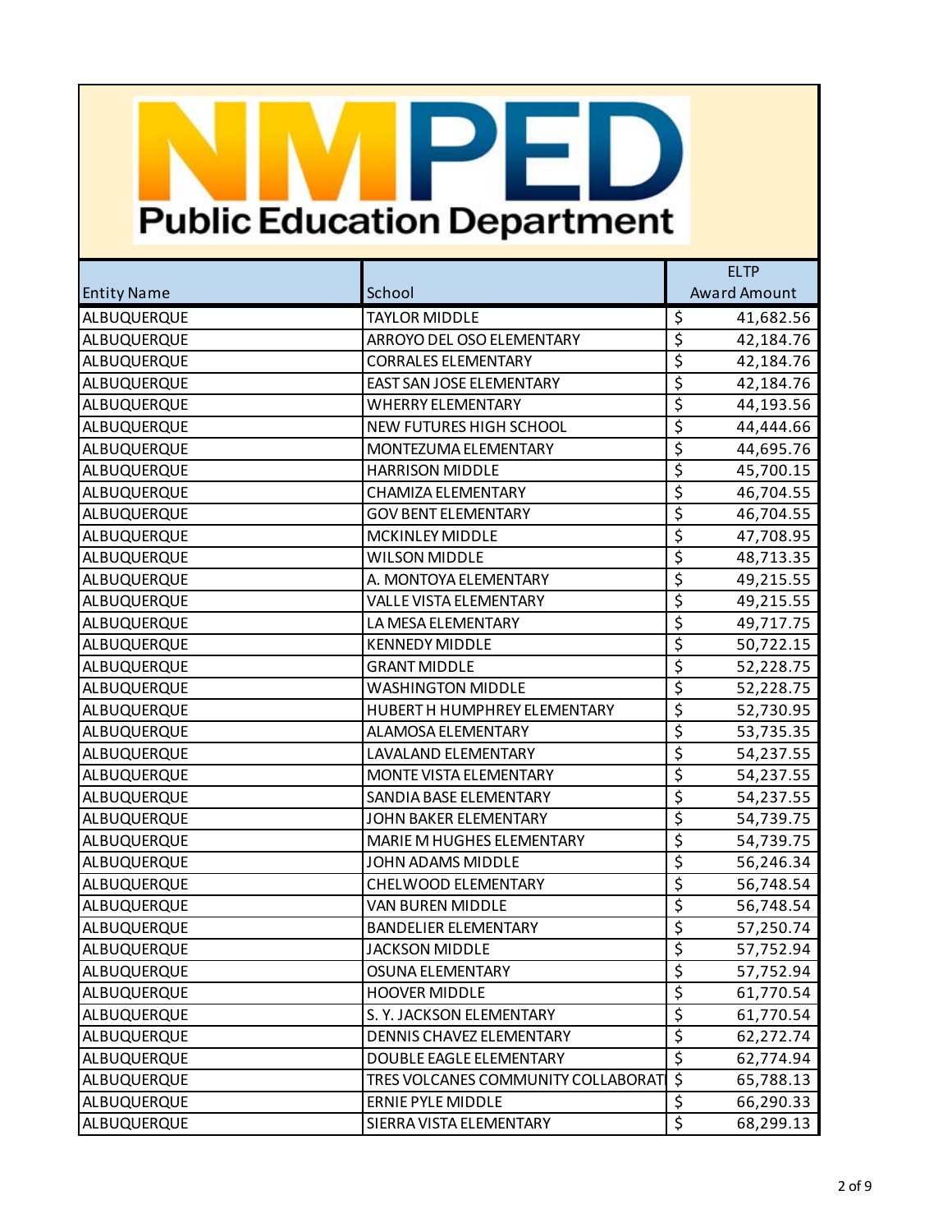# NMPED Public Education Department

| Entity Name | School | ELTP Award Amount |
|---|---|---|
| ALBUQUERQUE | TAYLOR MIDDLE | $ 41,682.56 |
| ALBUQUERQUE | ARROYO DEL OSO ELEMENTARY | $ 42,184.76 |
| ALBUQUERQUE | CORRALES ELEMENTARY | $ 42,184.76 |
| ALBUQUERQUE | EAST SAN JOSE ELEMENTARY | $ 42,184.76 |
| ALBUQUERQUE | WHERRY ELEMENTARY | $ 44,193.56 |
| ALBUQUERQUE | NEW FUTURES HIGH SCHOOL | $ 44,444.66 |
| ALBUQUERQUE | MONTEZUMA ELEMENTARY | $ 44,695.76 |
| ALBUQUERQUE | HARRISON MIDDLE | $ 45,700.15 |
| ALBUQUERQUE | CHAMIZA ELEMENTARY | $ 46,704.55 |
| ALBUQUERQUE | GOV BENT ELEMENTARY | $ 46,704.55 |
| ALBUQUERQUE | MCKINLEY MIDDLE | $ 47,708.95 |
| ALBUQUERQUE | WILSON MIDDLE | $ 48,713.35 |
| ALBUQUERQUE | A. MONTOYA ELEMENTARY | $ 49,215.55 |
| ALBUQUERQUE | VALLE VISTA ELEMENTARY | $ 49,215.55 |
| ALBUQUERQUE | LA MESA ELEMENTARY | $ 49,717.75 |
| ALBUQUERQUE | KENNEDY MIDDLE | $ 50,722.15 |
| ALBUQUERQUE | GRANT MIDDLE | $ 52,228.75 |
| ALBUQUERQUE | WASHINGTON MIDDLE | $ 52,228.75 |
| ALBUQUERQUE | HUBERT H HUMPHREY ELEMENTARY | $ 52,730.95 |
| ALBUQUERQUE | ALAMOSA ELEMENTARY | $ 53,735.35 |
| ALBUQUERQUE | LAVALAND ELEMENTARY | $ 54,237.55 |
| ALBUQUERQUE | MONTE VISTA ELEMENTARY | $ 54,237.55 |
| ALBUQUERQUE | SANDIA BASE ELEMENTARY | $ 54,237.55 |
| ALBUQUERQUE | JOHN BAKER ELEMENTARY | $ 54,739.75 |
| ALBUQUERQUE | MARIE M HUGHES ELEMENTARY | $ 54,739.75 |
| ALBUQUERQUE | JOHN ADAMS MIDDLE | $ 56,246.34 |
| ALBUQUERQUE | CHELWOOD ELEMENTARY | $ 56,748.54 |
| ALBUQUERQUE | VAN BUREN MIDDLE | $ 56,748.54 |
| ALBUQUERQUE | BANDELIER ELEMENTARY | $ 57,250.74 |
| ALBUQUERQUE | JACKSON MIDDLE | $ 57,752.94 |
| ALBUQUERQUE | OSUNA ELEMENTARY | $ 57,752.94 |
| ALBUQUERQUE | HOOVER MIDDLE | $ 61,770.54 |
| ALBUQUERQUE | S. Y. JACKSON ELEMENTARY | $ 61,770.54 |
| ALBUQUERQUE | DENNIS CHAVEZ ELEMENTARY | $ 62,272.74 |
| ALBUQUERQUE | DOUBLE EAGLE ELEMENTARY | $ 62,774.94 |
| ALBUQUERQUE | TRES VOLCANES COMMUNITY COLLABORATI | $ 65,788.13 |
| ALBUQUERQUE | ERNIE PYLE MIDDLE | $ 66,290.33 |
| ALBUQUERQUE | SIERRA VISTA ELEMENTARY | $ 68,299.13 |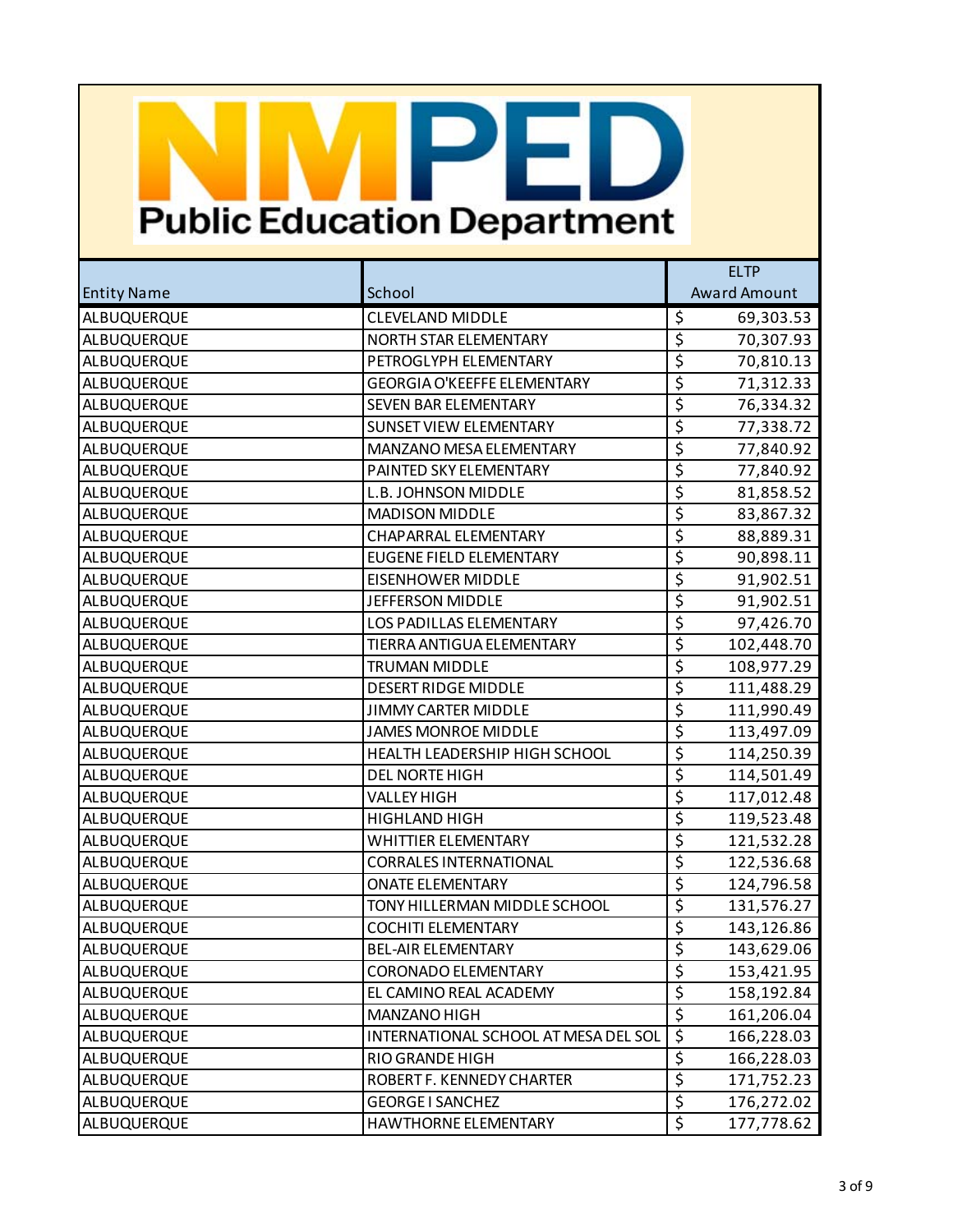# NMPED Public Education Department

| Entity Name | School | ELTP Award Amount |
|---|---|---|
| ALBUQUERQUE | CLEVELAND MIDDLE | $ 69,303.53 |
| ALBUQUERQUE | NORTH STAR ELEMENTARY | $ 70,307.93 |
| ALBUQUERQUE | PETROGLYPH ELEMENTARY | $ 70,810.13 |
| ALBUQUERQUE | GEORGIA O'KEEFFE ELEMENTARY | $ 71,312.33 |
| ALBUQUERQUE | SEVEN BAR ELEMENTARY | $ 76,334.32 |
| ALBUQUERQUE | SUNSET VIEW ELEMENTARY | $ 77,338.72 |
| ALBUQUERQUE | MANZANO MESA ELEMENTARY | $ 77,840.92 |
| ALBUQUERQUE | PAINTED SKY ELEMENTARY | $ 77,840.92 |
| ALBUQUERQUE | L.B. JOHNSON MIDDLE | $ 81,858.52 |
| ALBUQUERQUE | MADISON MIDDLE | $ 83,867.32 |
| ALBUQUERQUE | CHAPARRAL ELEMENTARY | $ 88,889.31 |
| ALBUQUERQUE | EUGENE FIELD ELEMENTARY | $ 90,898.11 |
| ALBUQUERQUE | EISENHOWER MIDDLE | $ 91,902.51 |
| ALBUQUERQUE | JEFFERSON MIDDLE | $ 91,902.51 |
| ALBUQUERQUE | LOS PADILLAS ELEMENTARY | $ 97,426.70 |
| ALBUQUERQUE | TIERRA ANTIGUA ELEMENTARY | $ 102,448.70 |
| ALBUQUERQUE | TRUMAN MIDDLE | $ 108,977.29 |
| ALBUQUERQUE | DESERT RIDGE MIDDLE | $ 111,488.29 |
| ALBUQUERQUE | JIMMY CARTER MIDDLE | $ 111,990.49 |
| ALBUQUERQUE | JAMES MONROE MIDDLE | $ 113,497.09 |
| ALBUQUERQUE | HEALTH LEADERSHIP HIGH SCHOOL | $ 114,250.39 |
| ALBUQUERQUE | DEL NORTE HIGH | $ 114,501.49 |
| ALBUQUERQUE | VALLEY HIGH | $ 117,012.48 |
| ALBUQUERQUE | HIGHLAND HIGH | $ 119,523.48 |
| ALBUQUERQUE | WHITTIER ELEMENTARY | $ 121,532.28 |
| ALBUQUERQUE | CORRALES INTERNATIONAL | $ 122,536.68 |
| ALBUQUERQUE | ONATE ELEMENTARY | $ 124,796.58 |
| ALBUQUERQUE | TONY HILLERMAN MIDDLE SCHOOL | $ 131,576.27 |
| ALBUQUERQUE | COCHITI ELEMENTARY | $ 143,126.86 |
| ALBUQUERQUE | BEL-AIR ELEMENTARY | $ 143,629.06 |
| ALBUQUERQUE | CORONADO ELEMENTARY | $ 153,421.95 |
| ALBUQUERQUE | EL CAMINO REAL ACADEMY | $ 158,192.84 |
| ALBUQUERQUE | MANZANO HIGH | $ 161,206.04 |
| ALBUQUERQUE | INTERNATIONAL SCHOOL AT MESA DEL SOL | $ 166,228.03 |
| ALBUQUERQUE | RIO GRANDE HIGH | $ 166,228.03 |
| ALBUQUERQUE | ROBERT F. KENNEDY CHARTER | $ 171,752.23 |
| ALBUQUERQUE | GEORGE I SANCHEZ | $ 176,272.02 |
| ALBUQUERQUE | HAWTHORNE ELEMENTARY | $ 177,778.62 |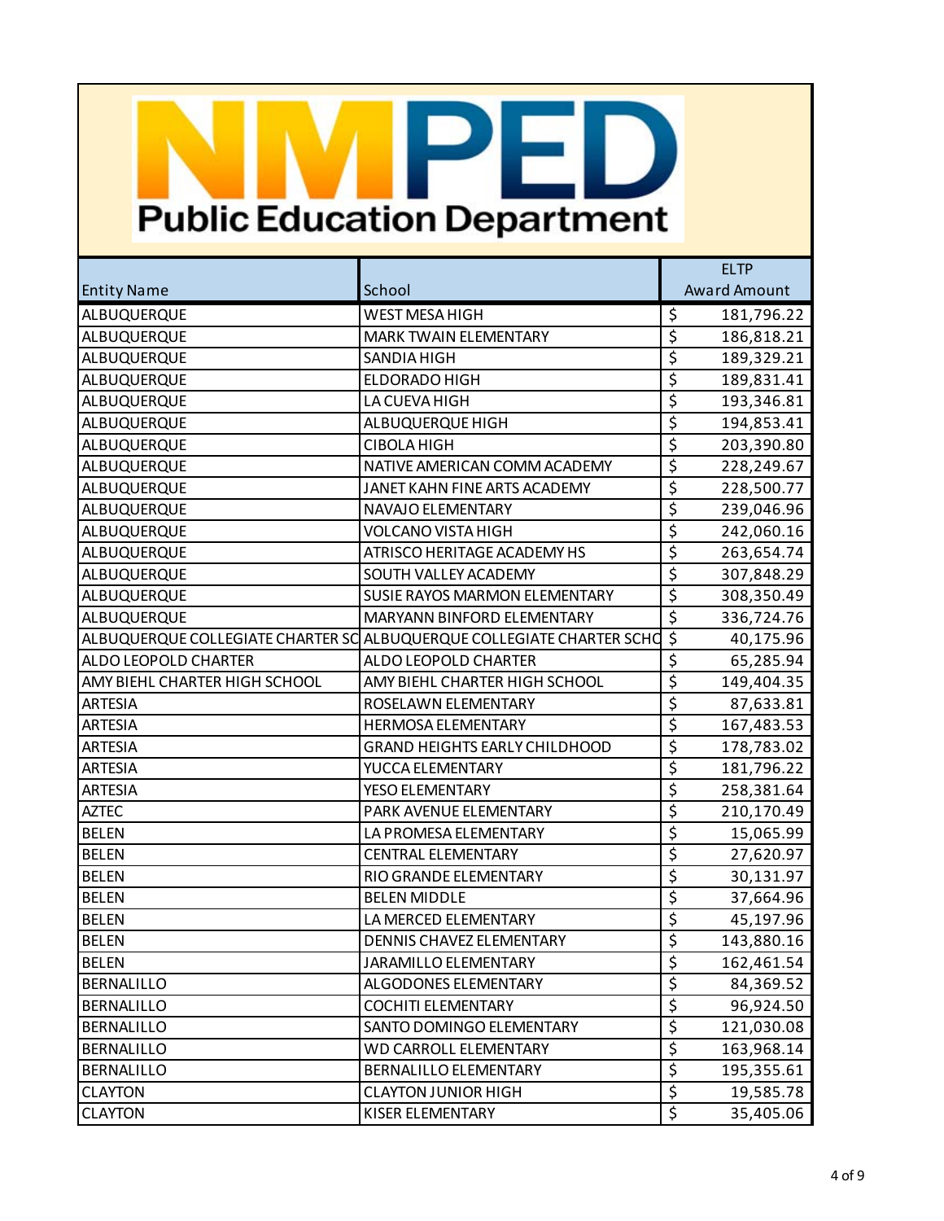# NMPED Public Education Department

| Entity Name | School | ELTP Award Amount |
|---|---|---|
| ALBUQUERQUE | WEST MESA HIGH | $ 181,796.22 |
| ALBUQUERQUE | MARK TWAIN ELEMENTARY | $ 186,818.21 |
| ALBUQUERQUE | SANDIA HIGH | $ 189,329.21 |
| ALBUQUERQUE | ELDORADO HIGH | $ 189,831.41 |
| ALBUQUERQUE | LA CUEVA HIGH | $ 193,346.81 |
| ALBUQUERQUE | ALBUQUERQUE HIGH | $ 194,853.41 |
| ALBUQUERQUE | CIBOLA HIGH | $ 203,390.80 |
| ALBUQUERQUE | NATIVE AMERICAN COMM ACADEMY | $ 228,249.67 |
| ALBUQUERQUE | JANET KAHN FINE ARTS ACADEMY | $ 228,500.77 |
| ALBUQUERQUE | NAVAJO ELEMENTARY | $ 239,046.96 |
| ALBUQUERQUE | VOLCANO VISTA HIGH | $ 242,060.16 |
| ALBUQUERQUE | ATRISCO HERITAGE ACADEMY HS | $ 263,654.74 |
| ALBUQUERQUE | SOUTH VALLEY ACADEMY | $ 307,848.29 |
| ALBUQUERQUE | SUSIE RAYOS MARMON ELEMENTARY | $ 308,350.49 |
| ALBUQUERQUE | MARYANN BINFORD ELEMENTARY | $ 336,724.76 |
| ALBUQUERQUE COLLEGIATE CHARTER SC | ALBUQUERQUE COLLEGIATE CHARTER SCHO | $ 40,175.96 |
| ALDO LEOPOLD CHARTER | ALDO LEOPOLD CHARTER | $ 65,285.94 |
| AMY BIEHL CHARTER HIGH SCHOOL | AMY BIEHL CHARTER HIGH SCHOOL | $ 149,404.35 |
| ARTESIA | ROSELAWN ELEMENTARY | $ 87,633.81 |
| ARTESIA | HERMOSA ELEMENTARY | $ 167,483.53 |
| ARTESIA | GRAND HEIGHTS EARLY CHILDHOOD | $ 178,783.02 |
| ARTESIA | YUCCA ELEMENTARY | $ 181,796.22 |
| ARTESIA | YESO ELEMENTARY | $ 258,381.64 |
| AZTEC | PARK AVENUE ELEMENTARY | $ 210,170.49 |
| BELEN | LA PROMESA ELEMENTARY | $ 15,065.99 |
| BELEN | CENTRAL ELEMENTARY | $ 27,620.97 |
| BELEN | RIO GRANDE ELEMENTARY | $ 30,131.97 |
| BELEN | BELEN MIDDLE | $ 37,664.96 |
| BELEN | LA MERCED ELEMENTARY | $ 45,197.96 |
| BELEN | DENNIS CHAVEZ ELEMENTARY | $ 143,880.16 |
| BELEN | JARAMILLO ELEMENTARY | $ 162,461.54 |
| BERNALILLO | ALGODONES ELEMENTARY | $ 84,369.52 |
| BERNALILLO | COCHITI ELEMENTARY | $ 96,924.50 |
| BERNALILLO | SANTO DOMINGO ELEMENTARY | $ 121,030.08 |
| BERNALILLO | WD CARROLL ELEMENTARY | $ 163,968.14 |
| BERNALILLO | BERNALILLO ELEMENTARY | $ 195,355.61 |
| CLAYTON | CLAYTON JUNIOR HIGH | $ 19,585.78 |
| CLAYTON | KISER ELEMENTARY | $ 35,405.06 |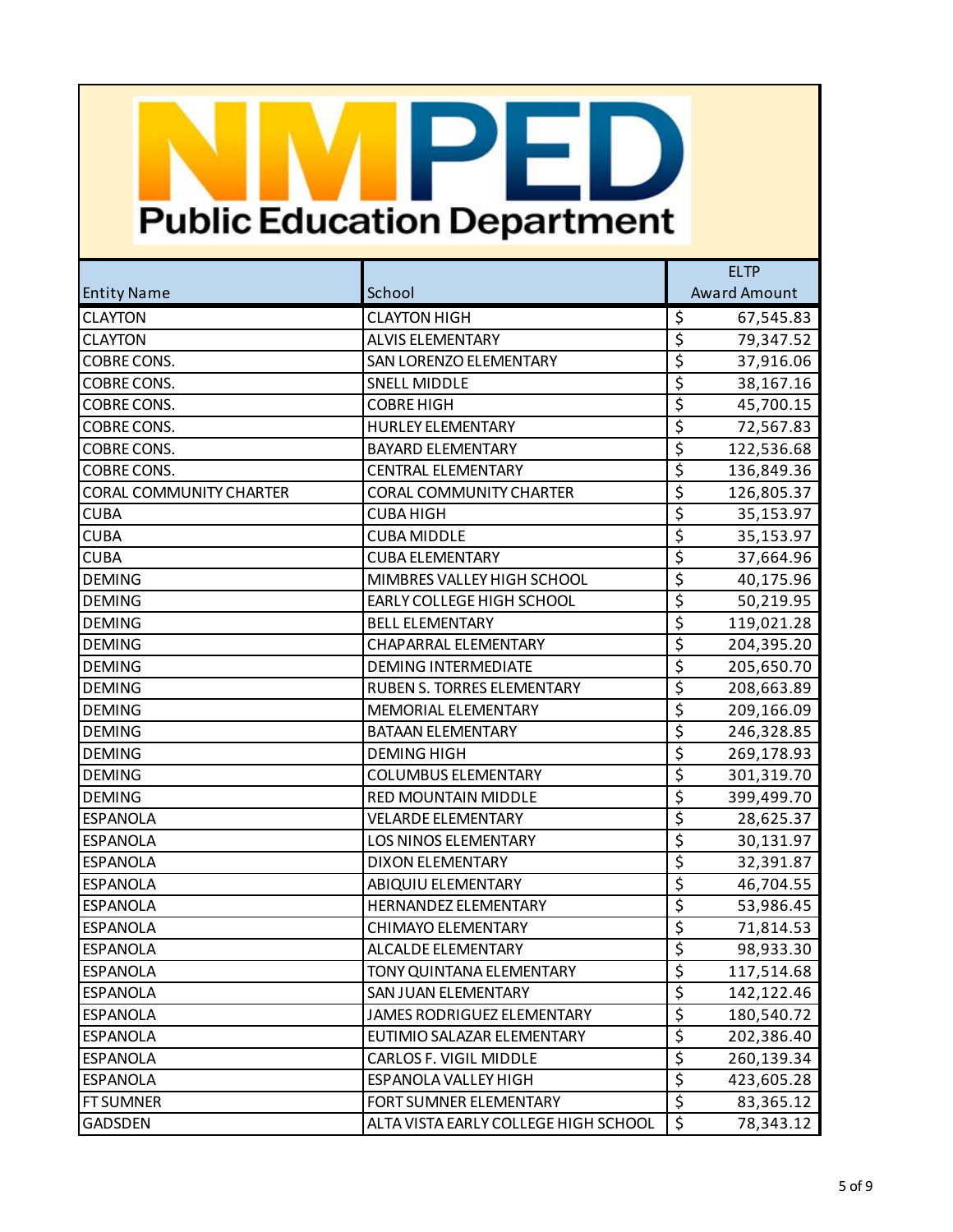# NMPED Public Education Department

| Entity Name | School | ELTP Award Amount |
|---|---|---|
| CLAYTON | CLAYTON HIGH | $ 67,545.83 |
| CLAYTON | ALVIS ELEMENTARY | $ 79,347.52 |
| COBRE CONS. | SAN LORENZO ELEMENTARY | $ 37,916.06 |
| COBRE CONS. | SNELL MIDDLE | $ 38,167.16 |
| COBRE CONS. | COBRE HIGH | $ 45,700.15 |
| COBRE CONS. | HURLEY ELEMENTARY | $ 72,567.83 |
| COBRE CONS. | BAYARD ELEMENTARY | $ 122,536.68 |
| COBRE CONS. | CENTRAL ELEMENTARY | $ 136,849.36 |
| CORAL COMMUNITY CHARTER | CORAL COMMUNITY CHARTER | $ 126,805.37 |
| CUBA | CUBA HIGH | $ 35,153.97 |
| CUBA | CUBA MIDDLE | $ 35,153.97 |
| CUBA | CUBA ELEMENTARY | $ 37,664.96 |
| DEMING | MIMBRES VALLEY HIGH SCHOOL | $ 40,175.96 |
| DEMING | EARLY COLLEGE HIGH SCHOOL | $ 50,219.95 |
| DEMING | BELL ELEMENTARY | $ 119,021.28 |
| DEMING | CHAPARRAL ELEMENTARY | $ 204,395.20 |
| DEMING | DEMING INTERMEDIATE | $ 205,650.70 |
| DEMING | RUBEN S. TORRES ELEMENTARY | $ 208,663.89 |
| DEMING | MEMORIAL ELEMENTARY | $ 209,166.09 |
| DEMING | BATAAN ELEMENTARY | $ 246,328.85 |
| DEMING | DEMING HIGH | $ 269,178.93 |
| DEMING | COLUMBUS ELEMENTARY | $ 301,319.70 |
| DEMING | RED MOUNTAIN MIDDLE | $ 399,499.70 |
| ESPANOLA | VELARDE ELEMENTARY | $ 28,625.37 |
| ESPANOLA | LOS NINOS ELEMENTARY | $ 30,131.97 |
| ESPANOLA | DIXON ELEMENTARY | $ 32,391.87 |
| ESPANOLA | ABIQUIU ELEMENTARY | $ 46,704.55 |
| ESPANOLA | HERNANDEZ ELEMENTARY | $ 53,986.45 |
| ESPANOLA | CHIMAYO ELEMENTARY | $ 71,814.53 |
| ESPANOLA | ALCALDE ELEMENTARY | $ 98,933.30 |
| ESPANOLA | TONY QUINTANA ELEMENTARY | $ 117,514.68 |
| ESPANOLA | SAN JUAN ELEMENTARY | $ 142,122.46 |
| ESPANOLA | JAMES RODRIGUEZ ELEMENTARY | $ 180,540.72 |
| ESPANOLA | EUTIMIO SALAZAR ELEMENTARY | $ 202,386.40 |
| ESPANOLA | CARLOS F. VIGIL MIDDLE | $ 260,139.34 |
| ESPANOLA | ESPANOLA VALLEY HIGH | $ 423,605.28 |
| FT SUMNER | FORT SUMNER ELEMENTARY | $ 83,365.12 |
| GADSDEN | ALTA VISTA EARLY COLLEGE HIGH SCHOOL | $ 78,343.12 |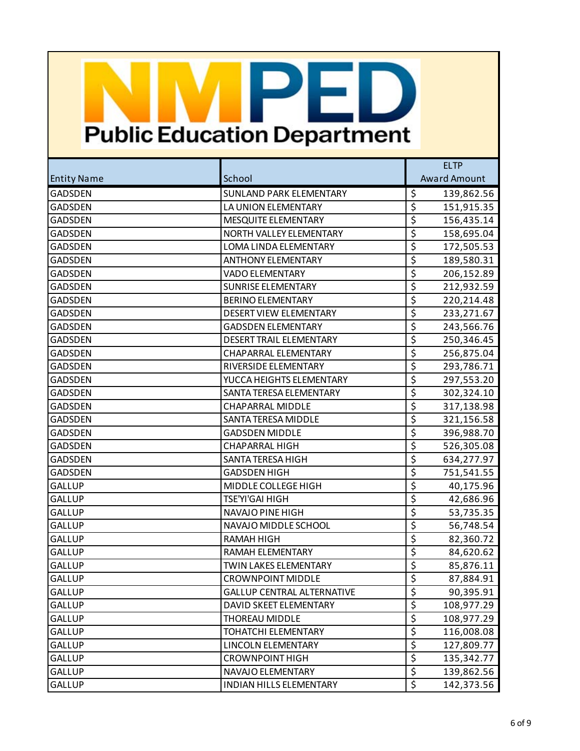# NMPED Public Education Department

| Entity Name | School | ELTP Award Amount |
|---|---|---|
| GADSDEN | SUNLAND PARK ELEMENTARY | $ 139,862.56 |
| GADSDEN | LA UNION ELEMENTARY | $ 151,915.35 |
| GADSDEN | MESQUITE ELEMENTARY | $ 156,435.14 |
| GADSDEN | NORTH VALLEY ELEMENTARY | $ 158,695.04 |
| GADSDEN | LOMA LINDA ELEMENTARY | $ 172,505.53 |
| GADSDEN | ANTHONY ELEMENTARY | $ 189,580.31 |
| GADSDEN | VADO ELEMENTARY | $ 206,152.89 |
| GADSDEN | SUNRISE ELEMENTARY | $ 212,932.59 |
| GADSDEN | BERINO ELEMENTARY | $ 220,214.48 |
| GADSDEN | DESERT VIEW ELEMENTARY | $ 233,271.67 |
| GADSDEN | GADSDEN ELEMENTARY | $ 243,566.76 |
| GADSDEN | DESERT TRAIL ELEMENTARY | $ 250,346.45 |
| GADSDEN | CHAPARRAL ELEMENTARY | $ 256,875.04 |
| GADSDEN | RIVERSIDE ELEMENTARY | $ 293,786.71 |
| GADSDEN | YUCCA HEIGHTS ELEMENTARY | $ 297,553.20 |
| GADSDEN | SANTA TERESA ELEMENTARY | $ 302,324.10 |
| GADSDEN | CHAPARRAL MIDDLE | $ 317,138.98 |
| GADSDEN | SANTA TERESA MIDDLE | $ 321,156.58 |
| GADSDEN | GADSDEN MIDDLE | $ 396,988.70 |
| GADSDEN | CHAPARRAL HIGH | $ 526,305.08 |
| GADSDEN | SANTA TERESA HIGH | $ 634,277.97 |
| GADSDEN | GADSDEN HIGH | $ 751,541.55 |
| GALLUP | MIDDLE COLLEGE HIGH | $ 40,175.96 |
| GALLUP | TSE'YI'GAI HIGH | $ 42,686.96 |
| GALLUP | NAVAJO PINE HIGH | $ 53,735.35 |
| GALLUP | NAVAJO MIDDLE SCHOOL | $ 56,748.54 |
| GALLUP | RAMAH HIGH | $ 82,360.72 |
| GALLUP | RAMAH ELEMENTARY | $ 84,620.62 |
| GALLUP | TWIN LAKES ELEMENTARY | $ 85,876.11 |
| GALLUP | CROWNPOINT MIDDLE | $ 87,884.91 |
| GALLUP | GALLUP CENTRAL ALTERNATIVE | $ 90,395.91 |
| GALLUP | DAVID SKEET ELEMENTARY | $ 108,977.29 |
| GALLUP | THOREAU MIDDLE | $ 108,977.29 |
| GALLUP | TOHATCHI ELEMENTARY | $ 116,008.08 |
| GALLUP | LINCOLN ELEMENTARY | $ 127,809.77 |
| GALLUP | CROWNPOINT HIGH | $ 135,342.77 |
| GALLUP | NAVAJO ELEMENTARY | $ 139,862.56 |
| GALLUP | INDIAN HILLS ELEMENTARY | $ 142,373.56 |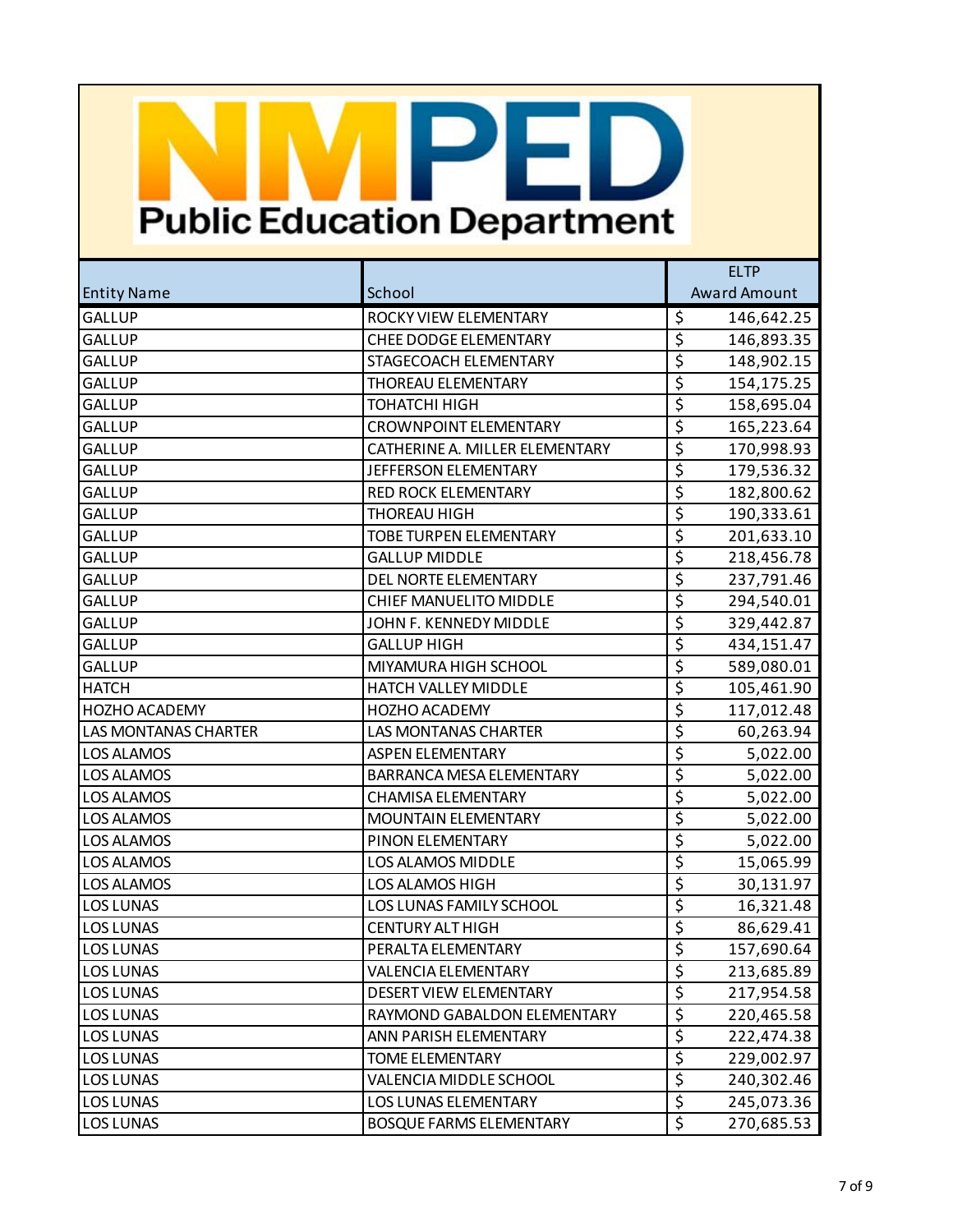NMPED Public Education Department

| Entity Name | School | ELTP Award Amount |
|---|---|---|
| GALLUP | ROCKY VIEW ELEMENTARY | $ 146,642.25 |
| GALLUP | CHEE DODGE ELEMENTARY | $ 146,893.35 |
| GALLUP | STAGECOACH ELEMENTARY | $ 148,902.15 |
| GALLUP | THOREAU ELEMENTARY | $ 154,175.25 |
| GALLUP | TOHATCHI HIGH | $ 158,695.04 |
| GALLUP | CROWNPOINT ELEMENTARY | $ 165,223.64 |
| GALLUP | CATHERINE A. MILLER ELEMENTARY | $ 170,998.93 |
| GALLUP | JEFFERSON ELEMENTARY | $ 179,536.32 |
| GALLUP | RED ROCK ELEMENTARY | $ 182,800.62 |
| GALLUP | THOREAU HIGH | $ 190,333.61 |
| GALLUP | TOBE TURPEN ELEMENTARY | $ 201,633.10 |
| GALLUP | GALLUP MIDDLE | $ 218,456.78 |
| GALLUP | DEL NORTE ELEMENTARY | $ 237,791.46 |
| GALLUP | CHIEF MANUELITO MIDDLE | $ 294,540.01 |
| GALLUP | JOHN F. KENNEDY MIDDLE | $ 329,442.87 |
| GALLUP | GALLUP HIGH | $ 434,151.47 |
| GALLUP | MIYAMURA HIGH SCHOOL | $ 589,080.01 |
| HATCH | HATCH VALLEY MIDDLE | $ 105,461.90 |
| HOZHO ACADEMY | HOZHO ACADEMY | $ 117,012.48 |
| LAS MONTANAS CHARTER | LAS MONTANAS CHARTER | $ 60,263.94 |
| LOS ALAMOS | ASPEN ELEMENTARY | $ 5,022.00 |
| LOS ALAMOS | BARRANCA MESA ELEMENTARY | $ 5,022.00 |
| LOS ALAMOS | CHAMISA ELEMENTARY | $ 5,022.00 |
| LOS ALAMOS | MOUNTAIN ELEMENTARY | $ 5,022.00 |
| LOS ALAMOS | PINON ELEMENTARY | $ 5,022.00 |
| LOS ALAMOS | LOS ALAMOS MIDDLE | $ 15,065.99 |
| LOS ALAMOS | LOS ALAMOS HIGH | $ 30,131.97 |
| LOS LUNAS | LOS LUNAS FAMILY SCHOOL | $ 16,321.48 |
| LOS LUNAS | CENTURY ALT HIGH | $ 86,629.41 |
| LOS LUNAS | PERALTA ELEMENTARY | $ 157,690.64 |
| LOS LUNAS | VALENCIA ELEMENTARY | $ 213,685.89 |
| LOS LUNAS | DESERT VIEW ELEMENTARY | $ 217,954.58 |
| LOS LUNAS | RAYMOND GABALDON ELEMENTARY | $ 220,465.58 |
| LOS LUNAS | ANN PARISH ELEMENTARY | $ 222,474.38 |
| LOS LUNAS | TOME ELEMENTARY | $ 229,002.97 |
| LOS LUNAS | VALENCIA MIDDLE SCHOOL | $ 240,302.46 |
| LOS LUNAS | LOS LUNAS ELEMENTARY | $ 245,073.36 |
| LOS LUNAS | BOSQUE FARMS ELEMENTARY | $ 270,685.53 |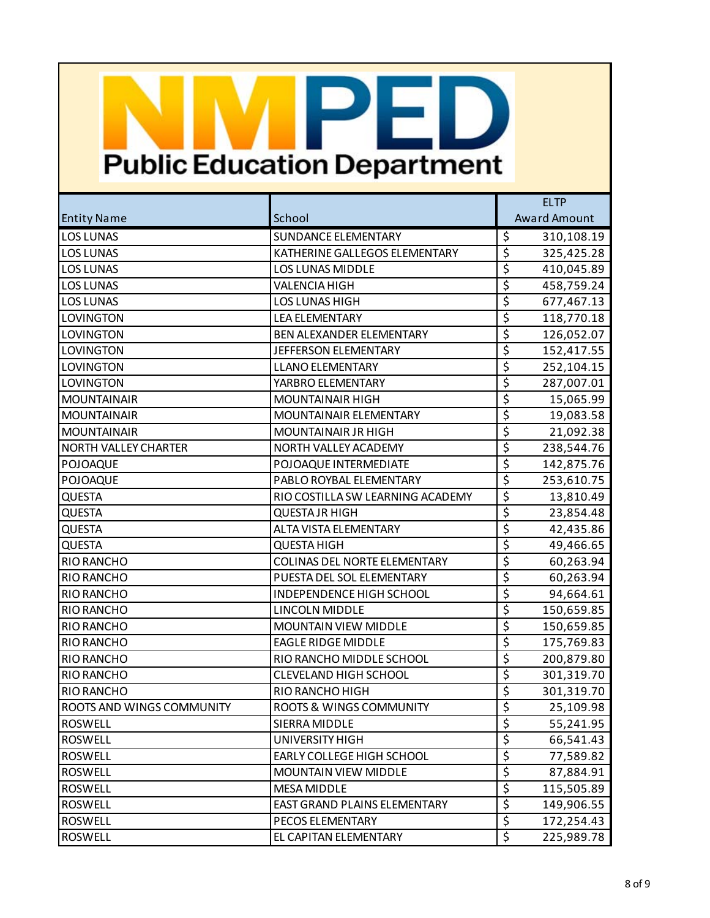NMPED Public Education Department

| Entity Name | School | ELTP Award Amount |
|---|---|---|
| LOS LUNAS | SUNDANCE ELEMENTARY | $ 310,108.19 |
| LOS LUNAS | KATHERINE GALLEGOS ELEMENTARY | $ 325,425.28 |
| LOS LUNAS | LOS LUNAS MIDDLE | $ 410,045.89 |
| LOS LUNAS | VALENCIA HIGH | $ 458,759.24 |
| LOS LUNAS | LOS LUNAS HIGH | $ 677,467.13 |
| LOVINGTON | LEA ELEMENTARY | $ 118,770.18 |
| LOVINGTON | BEN ALEXANDER ELEMENTARY | $ 126,052.07 |
| LOVINGTON | JEFFERSON ELEMENTARY | $ 152,417.55 |
| LOVINGTON | LLANO ELEMENTARY | $ 252,104.15 |
| LOVINGTON | YARBRO ELEMENTARY | $ 287,007.01 |
| MOUNTAINAIR | MOUNTAINAIR HIGH | $ 15,065.99 |
| MOUNTAINAIR | MOUNTAINAIR ELEMENTARY | $ 19,083.58 |
| MOUNTAINAIR | MOUNTAINAIR JR HIGH | $ 21,092.38 |
| NORTH VALLEY CHARTER | NORTH VALLEY ACADEMY | $ 238,544.76 |
| POJOAQUE | POJOAQUE INTERMEDIATE | $ 142,875.76 |
| POJOAQUE | PABLO ROYBAL ELEMENTARY | $ 253,610.75 |
| QUESTA | RIO COSTILLA SW LEARNING ACADEMY | $ 13,810.49 |
| QUESTA | QUESTA JR HIGH | $ 23,854.48 |
| QUESTA | ALTA VISTA ELEMENTARY | $ 42,435.86 |
| QUESTA | QUESTA HIGH | $ 49,466.65 |
| RIO RANCHO | COLINAS DEL NORTE ELEMENTARY | $ 60,263.94 |
| RIO RANCHO | PUESTA DEL SOL ELEMENTARY | $ 60,263.94 |
| RIO RANCHO | INDEPENDENCE HIGH SCHOOL | $ 94,664.61 |
| RIO RANCHO | LINCOLN MIDDLE | $ 150,659.85 |
| RIO RANCHO | MOUNTAIN VIEW MIDDLE | $ 150,659.85 |
| RIO RANCHO | EAGLE RIDGE MIDDLE | $ 175,769.83 |
| RIO RANCHO | RIO RANCHO MIDDLE SCHOOL | $ 200,879.80 |
| RIO RANCHO | CLEVELAND HIGH SCHOOL | $ 301,319.70 |
| RIO RANCHO | RIO RANCHO HIGH | $ 301,319.70 |
| ROOTS AND WINGS COMMUNITY | ROOTS & WINGS COMMUNITY | $ 25,109.98 |
| ROSWELL | SIERRA MIDDLE | $ 55,241.95 |
| ROSWELL | UNIVERSITY HIGH | $ 66,541.43 |
| ROSWELL | EARLY COLLEGE HIGH SCHOOL | $ 77,589.82 |
| ROSWELL | MOUNTAIN VIEW MIDDLE | $ 87,884.91 |
| ROSWELL | MESA MIDDLE | $ 115,505.89 |
| ROSWELL | EAST GRAND PLAINS ELEMENTARY | $ 149,906.55 |
| ROSWELL | PECOS ELEMENTARY | $ 172,254.43 |
| ROSWELL | EL CAPITAN ELEMENTARY | $ 225,989.78 |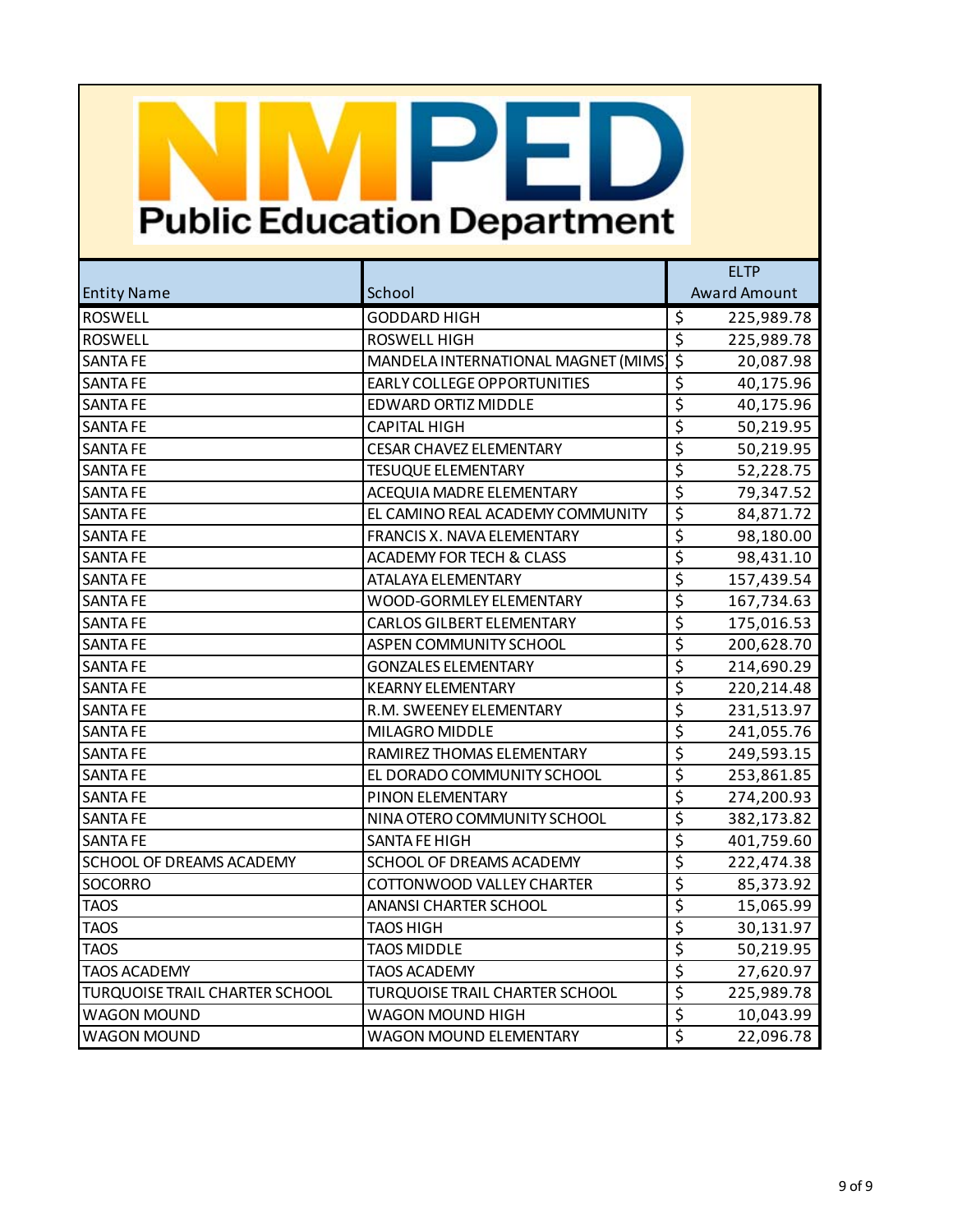NMPED Public Education Department

| Entity Name | School | ELTP Award Amount |
|---|---|---|
| ROSWELL | GODDARD HIGH | $ 225,989.78 |
| ROSWELL | ROSWELL HIGH | $ 225,989.78 |
| SANTA FE | MANDELA INTERNATIONAL MAGNET (MIMS) | $ 20,087.98 |
| SANTA FE | EARLY COLLEGE OPPORTUNITIES | $ 40,175.96 |
| SANTA FE | EDWARD ORTIZ MIDDLE | $ 40,175.96 |
| SANTA FE | CAPITAL HIGH | $ 50,219.95 |
| SANTA FE | CESAR CHAVEZ ELEMENTARY | $ 50,219.95 |
| SANTA FE | TESUQUE ELEMENTARY | $ 52,228.75 |
| SANTA FE | ACEQUIA MADRE ELEMENTARY | $ 79,347.52 |
| SANTA FE | EL CAMINO REAL ACADEMY COMMUNITY | $ 84,871.72 |
| SANTA FE | FRANCIS X. NAVA ELEMENTARY | $ 98,180.00 |
| SANTA FE | ACADEMY FOR TECH & CLASS | $ 98,431.10 |
| SANTA FE | ATALAYA ELEMENTARY | $ 157,439.54 |
| SANTA FE | WOOD-GORMLEY ELEMENTARY | $ 167,734.63 |
| SANTA FE | CARLOS GILBERT ELEMENTARY | $ 175,016.53 |
| SANTA FE | ASPEN COMMUNITY SCHOOL | $ 200,628.70 |
| SANTA FE | GONZALES ELEMENTARY | $ 214,690.29 |
| SANTA FE | KEARNY ELEMENTARY | $ 220,214.48 |
| SANTA FE | R.M. SWEENEY ELEMENTARY | $ 231,513.97 |
| SANTA FE | MILAGRO MIDDLE | $ 241,055.76 |
| SANTA FE | RAMIREZ THOMAS ELEMENTARY | $ 249,593.15 |
| SANTA FE | EL DORADO COMMUNITY SCHOOL | $ 253,861.85 |
| SANTA FE | PINON ELEMENTARY | $ 274,200.93 |
| SANTA FE | NINA OTERO COMMUNITY SCHOOL | $ 382,173.82 |
| SANTA FE | SANTA FE HIGH | $ 401,759.60 |
| SCHOOL OF DREAMS ACADEMY | SCHOOL OF DREAMS ACADEMY | $ 222,474.38 |
| SOCORRO | COTTONWOOD VALLEY CHARTER | $ 85,373.92 |
| TAOS | ANANSI CHARTER SCHOOL | $ 15,065.99 |
| TAOS | TAOS HIGH | $ 30,131.97 |
| TAOS | TAOS MIDDLE | $ 50,219.95 |
| TAOS ACADEMY | TAOS ACADEMY | $ 27,620.97 |
| TURQUOISE TRAIL CHARTER SCHOOL | TURQUOISE TRAIL CHARTER SCHOOL | $ 225,989.78 |
| WAGON MOUND | WAGON MOUND HIGH | $ 10,043.99 |
| WAGON MOUND | WAGON MOUND ELEMENTARY | $ 22,096.78 |